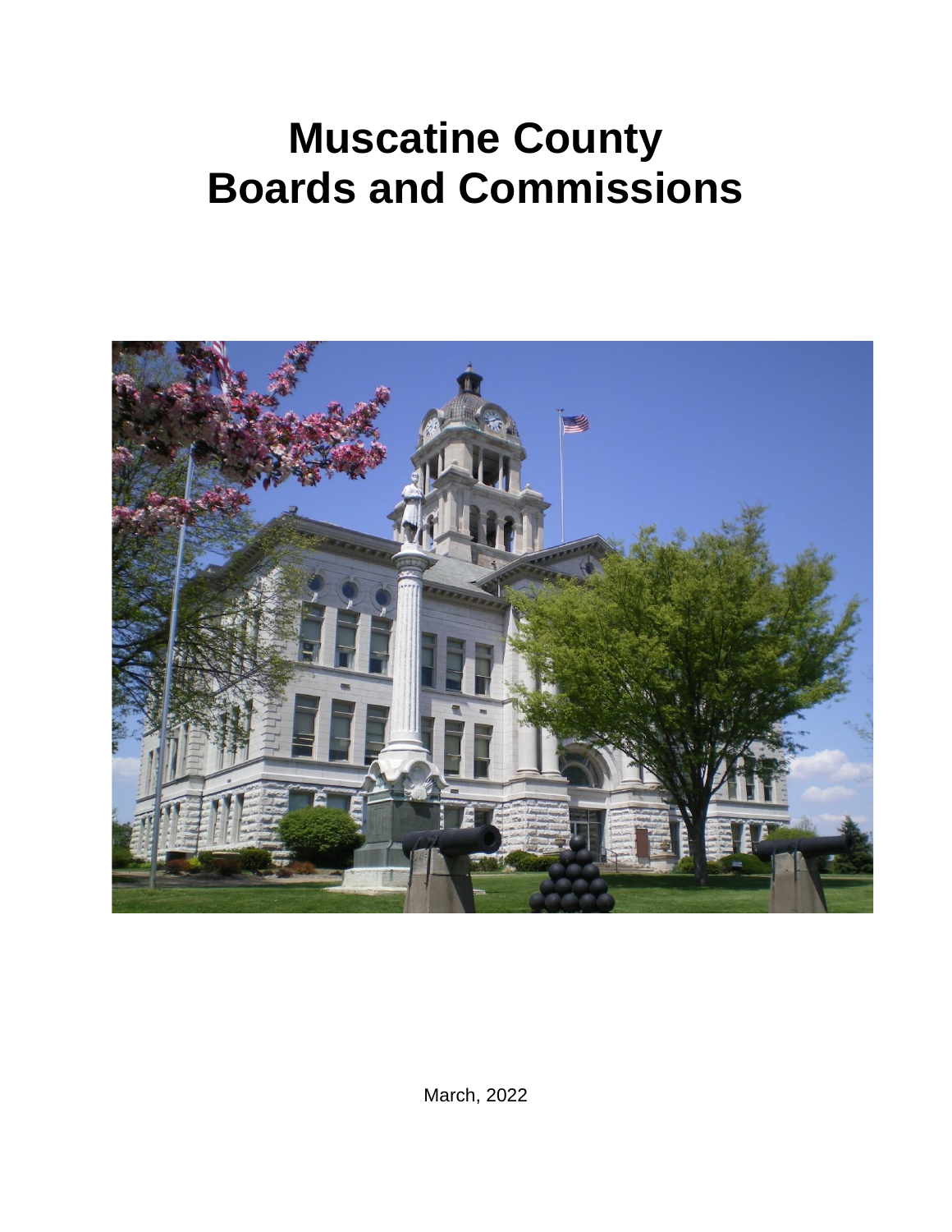# Muscatine County
# Boards and Commissions

March, 2022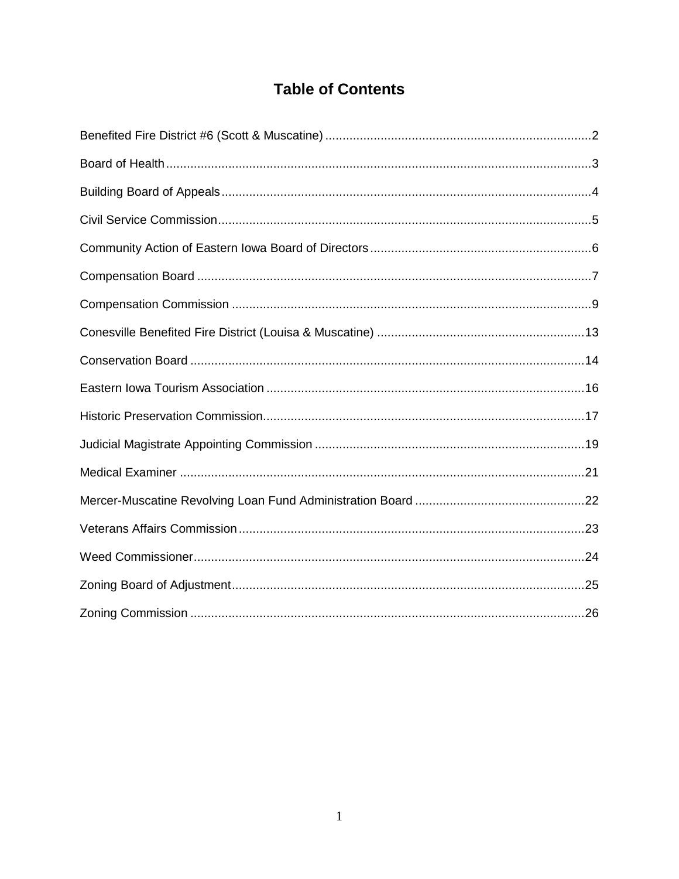# Table of Contents

Benefited Fire District #6 (Scott & Muscatine) ..... 2

Board of Health ..... 3

Building Board of Appeals ..... 4

Civil Service Commission ..... 5

Community Action of Eastern Iowa Board of Directors ..... 6

Compensation Board ..... 7

Compensation Commission ..... 9

Conesville Benefited Fire District (Louisa & Muscatine) ..... 13

Conservation Board ..... 14

Eastern Iowa Tourism Association ..... 16

Historic Preservation Commission ..... 17

Judicial Magistrate Appointing Commission ..... 19

Medical Examiner ..... 21

Mercer-Muscatine Revolving Loan Fund Administration Board ..... 22

Veterans Affairs Commission ..... 23

Weed Commissioner ..... 24

Zoning Board of Adjustment ..... 25

Zoning Commission ..... 26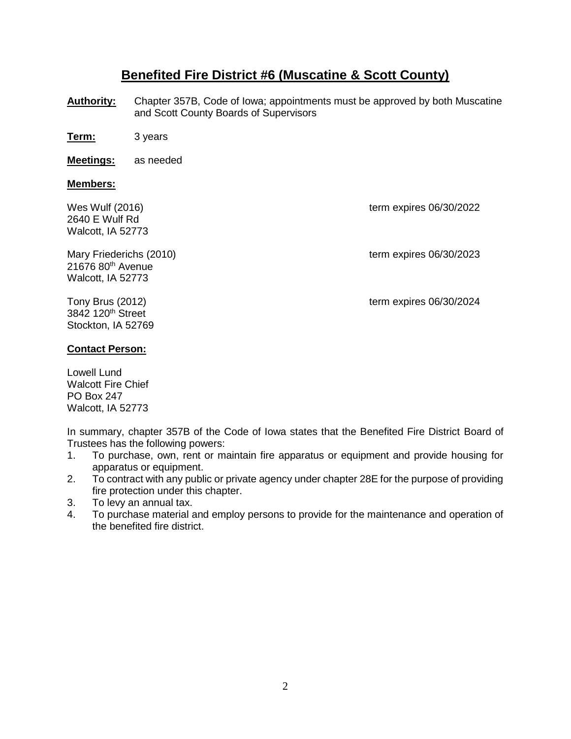# Benefited Fire District #6 (Muscatine & Scott County)

**Authority:** Chapter 357B, Code of Iowa; appointments must be approved by both Muscatine and Scott County Boards of Supervisors

**Term:** 3 years

**Meetings:** as needed

**Members:**

| | |
|---|---|
| Wes Wulf (2016)<br>2640 E Wulf Rd<br>Walcott, IA 52773 | term expires 06/30/2022 |
| Mary Friederichs (2010)<br>21676 80th Avenue<br>Walcott, IA 52773 | term expires 06/30/2023 |
| Tony Brus (2012)<br>3842 120th Street<br>Stockton, IA 52769 | term expires 06/30/2024 |

**Contact Person:**

Lowell Lund
Walcott Fire Chief
PO Box 247
Walcott, IA 52773

In summary, chapter 357B of the Code of Iowa states that the Benefited Fire District Board of Trustees has the following powers:

1. To purchase, own, rent or maintain fire apparatus or equipment and provide housing for apparatus or equipment.
2. To contract with any public or private agency under chapter 28E for the purpose of providing fire protection under this chapter.
3. To levy an annual tax.
4. To purchase material and employ persons to provide for the maintenance and operation of the benefited fire district.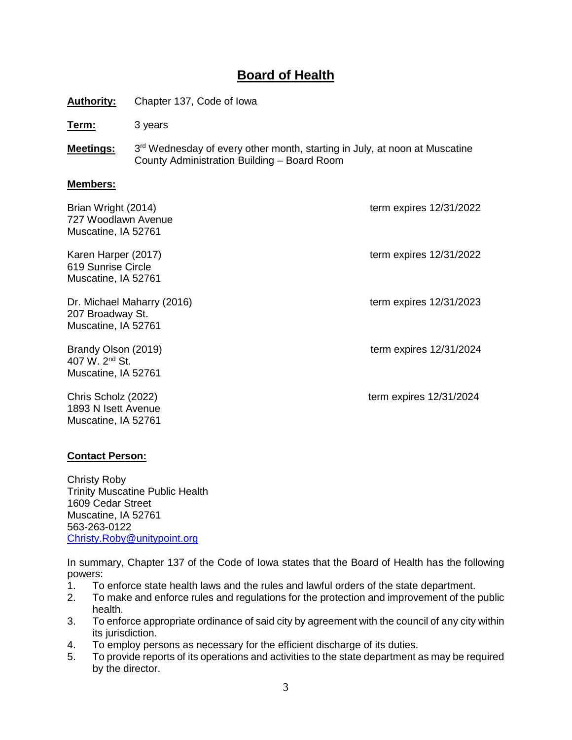# Board of Health

**Authority:** Chapter 137, Code of Iowa

**Term:** 3 years

**Meetings:** 3rd Wednesday of every other month, starting in July, at noon at Muscatine County Administration Building – Board Room

**Members:**

Brian Wright (2014) — term expires 12/31/2022
727 Woodlawn Avenue
Muscatine, IA 52761

Karen Harper (2017) — term expires 12/31/2022
619 Sunrise Circle
Muscatine, IA 52761

Dr. Michael Maharry (2016) — term expires 12/31/2023
207 Broadway St.
Muscatine, IA 52761

Brandy Olson (2019) — term expires 12/31/2024
407 W. 2nd St.
Muscatine, IA 52761

Chris Scholz (2022) — term expires 12/31/2024
1893 N Isett Avenue
Muscatine, IA 52761

**Contact Person:**

Christy Roby
Trinity Muscatine Public Health
1609 Cedar Street
Muscatine, IA 52761
563-263-0122
Christy.Roby@unitypoint.org

In summary, Chapter 137 of the Code of Iowa states that the Board of Health has the following powers:

1. To enforce state health laws and the rules and lawful orders of the state department.
2. To make and enforce rules and regulations for the protection and improvement of the public health.
3. To enforce appropriate ordinance of said city by agreement with the council of any city within its jurisdiction.
4. To employ persons as necessary for the efficient discharge of its duties.
5. To provide reports of its operations and activities to the state department as may be required by the director.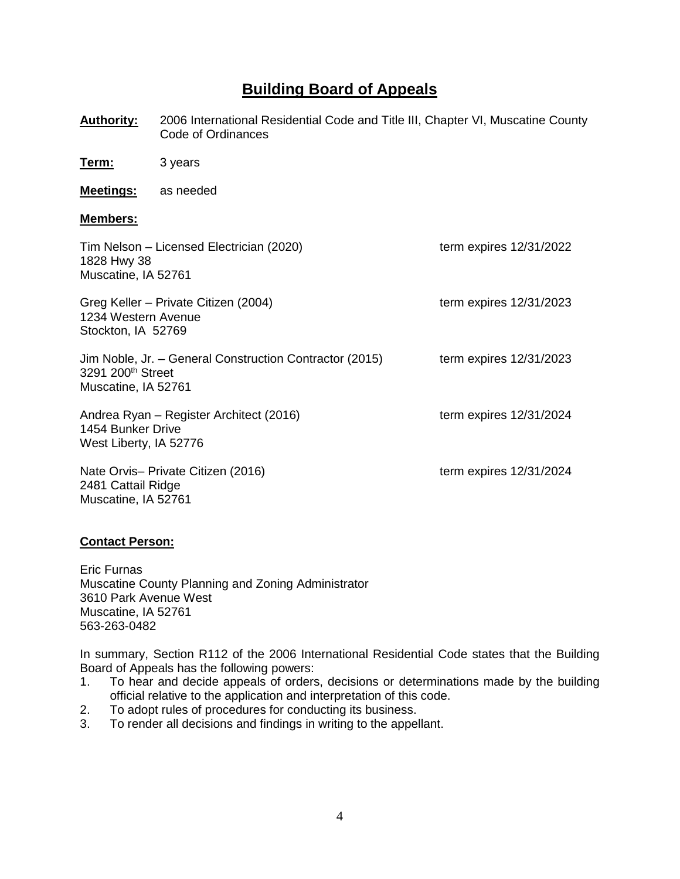# Building Board of Appeals

**Authority:** 2006 International Residential Code and Title III, Chapter VI, Muscatine County Code of Ordinances

**Term:** 3 years

**Meetings:** as needed

**Members:**

Tim Nelson – Licensed Electrician (2020) term expires 12/31/2022
1828 Hwy 38
Muscatine, IA 52761

Greg Keller – Private Citizen (2004) term expires 12/31/2023
1234 Western Avenue
Stockton, IA 52769

Jim Noble, Jr. – General Construction Contractor (2015) term expires 12/31/2023
3291 200th Street
Muscatine, IA 52761

Andrea Ryan – Register Architect (2016) term expires 12/31/2024
1454 Bunker Drive
West Liberty, IA 52776

Nate Orvis– Private Citizen (2016) term expires 12/31/2024
2481 Cattail Ridge
Muscatine, IA 52761

**Contact Person:**

Eric Furnas
Muscatine County Planning and Zoning Administrator
3610 Park Avenue West
Muscatine, IA 52761
563-263-0482

In summary, Section R112 of the 2006 International Residential Code states that the Building Board of Appeals has the following powers:

1. To hear and decide appeals of orders, decisions or determinations made by the building official relative to the application and interpretation of this code.
2. To adopt rules of procedures for conducting its business.
3. To render all decisions and findings in writing to the appellant.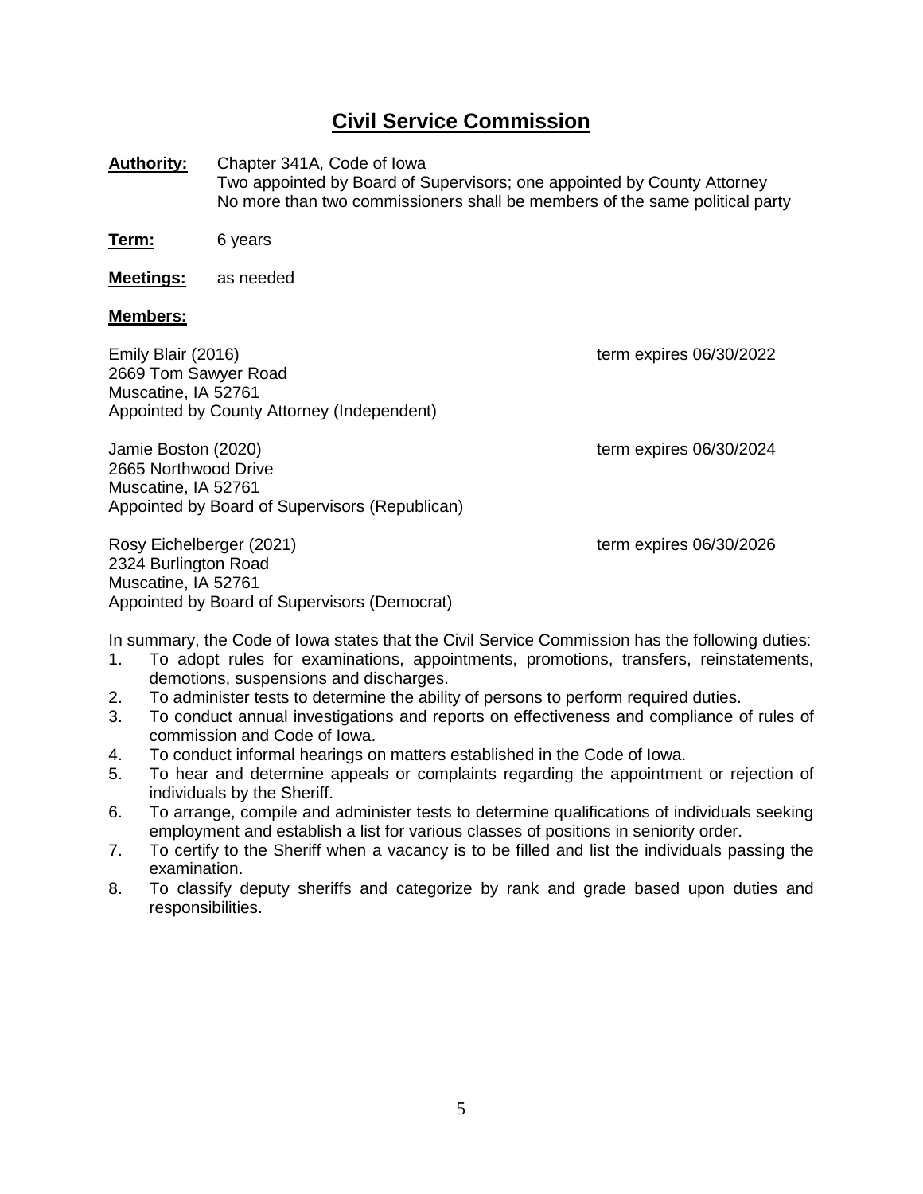# Civil Service Commission

**Authority:** Chapter 341A, Code of Iowa
Two appointed by Board of Supervisors; one appointed by County Attorney
No more than two commissioners shall be members of the same political party

**Term:** 6 years

**Meetings:** as needed

**Members:**

Emily Blair (2016) term expires 06/30/2022
2669 Tom Sawyer Road
Muscatine, IA 52761
Appointed by County Attorney (Independent)

Jamie Boston (2020) term expires 06/30/2024
2665 Northwood Drive
Muscatine, IA 52761
Appointed by Board of Supervisors (Republican)

Rosy Eichelberger (2021) term expires 06/30/2026
2324 Burlington Road
Muscatine, IA 52761
Appointed by Board of Supervisors (Democrat)

In summary, the Code of Iowa states that the Civil Service Commission has the following duties:

1. To adopt rules for examinations, appointments, promotions, transfers, reinstatements, demotions, suspensions and discharges.
2. To administer tests to determine the ability of persons to perform required duties.
3. To conduct annual investigations and reports on effectiveness and compliance of rules of commission and Code of Iowa.
4. To conduct informal hearings on matters established in the Code of Iowa.
5. To hear and determine appeals or complaints regarding the appointment or rejection of individuals by the Sheriff.
6. To arrange, compile and administer tests to determine qualifications of individuals seeking employment and establish a list for various classes of positions in seniority order.
7. To certify to the Sheriff when a vacancy is to be filled and list the individuals passing the examination.
8. To classify deputy sheriffs and categorize by rank and grade based upon duties and responsibilities.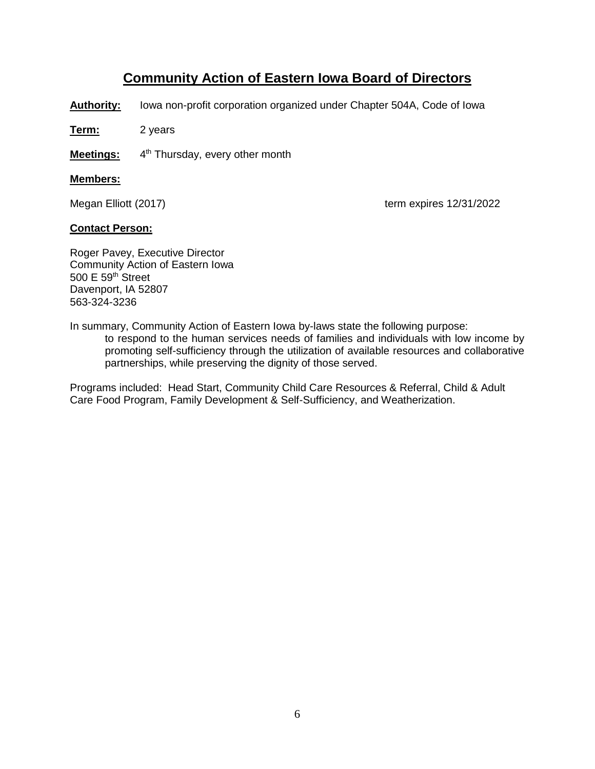# Community Action of Eastern Iowa Board of Directors

**Authority:** Iowa non-profit corporation organized under Chapter 504A, Code of Iowa

**Term:** 2 years

**Meetings:** 4th Thursday, every other month

**Members:**

Megan Elliott (2017) term expires 12/31/2022

**Contact Person:**

Roger Pavey, Executive Director
Community Action of Eastern Iowa
500 E 59th Street
Davenport, IA 52807
563-324-3236

In summary, Community Action of Eastern Iowa by-laws state the following purpose:

> to respond to the human services needs of families and individuals with low income by promoting self-sufficiency through the utilization of available resources and collaborative partnerships, while preserving the dignity of those served.

Programs included: Head Start, Community Child Care Resources & Referral, Child & Adult Care Food Program, Family Development & Self-Sufficiency, and Weatherization.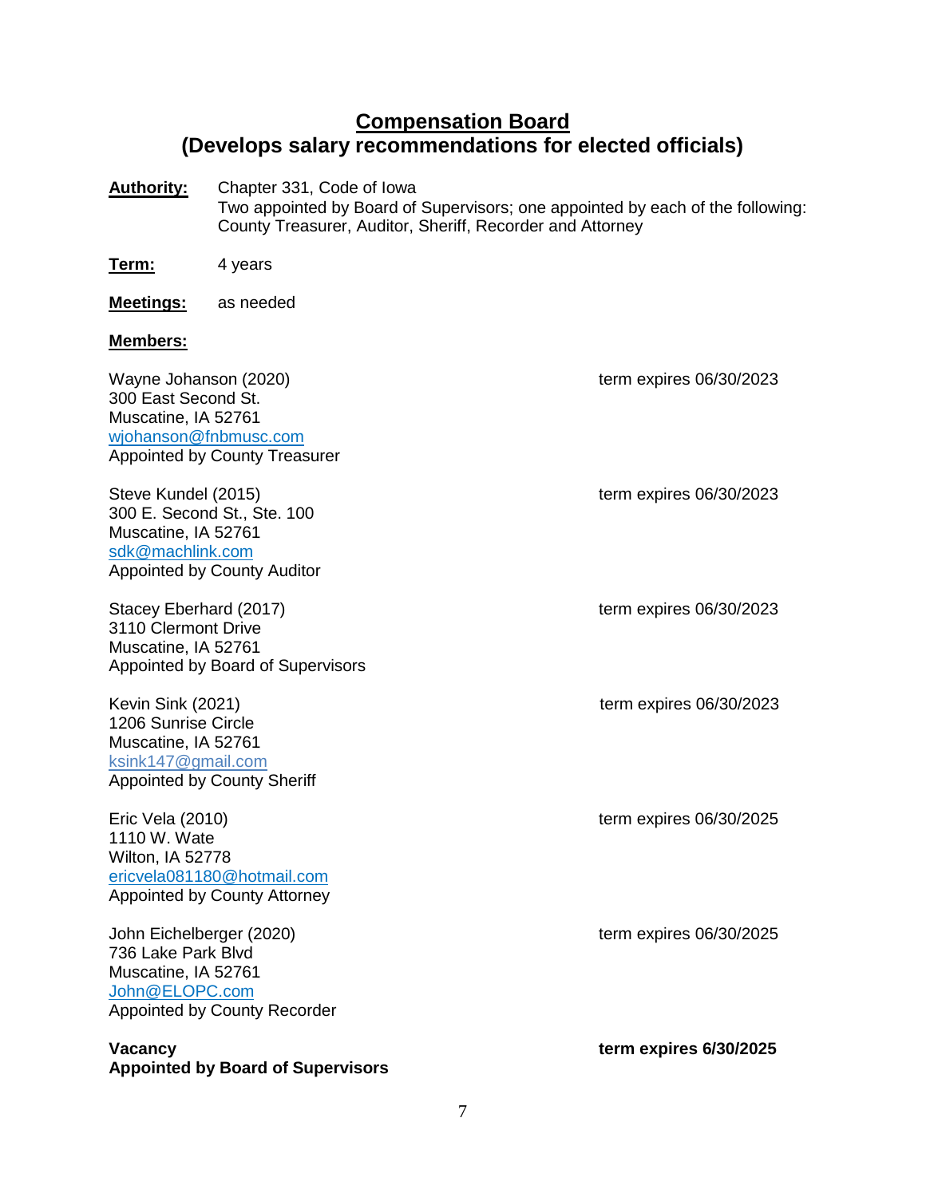## Compensation Board
## (Develops salary recommendations for elected officials)

**Authority:** Chapter 331, Code of Iowa
Two appointed by Board of Supervisors; one appointed by each of the following: County Treasurer, Auditor, Sheriff, Recorder and Attorney

**Term:** 4 years

**Meetings:** as needed

**Members:**

Wayne Johanson (2020) — term expires 06/30/2023
300 East Second St.
Muscatine, IA 52761
wjohanson@fnbmusc.com
Appointed by County Treasurer

Steve Kundel (2015) — term expires 06/30/2023
300 E. Second St., Ste. 100
Muscatine, IA 52761
sdk@machlink.com
Appointed by County Auditor

Stacey Eberhard (2017) — term expires 06/30/2023
3110 Clermont Drive
Muscatine, IA 52761
Appointed by Board of Supervisors

Kevin Sink (2021) — term expires 06/30/2023
1206 Sunrise Circle
Muscatine, IA 52761
ksink147@gmail.com
Appointed by County Sheriff

Eric Vela (2010) — term expires 06/30/2025
1110 W. Wate
Wilton, IA 52778
ericvela081180@hotmail.com
Appointed by County Attorney

John Eichelberger (2020) — term expires 06/30/2025
736 Lake Park Blvd
Muscatine, IA 52761
John@ELOPC.com
Appointed by County Recorder

**Vacancy** — **term expires 6/30/2025**
**Appointed by Board of Supervisors**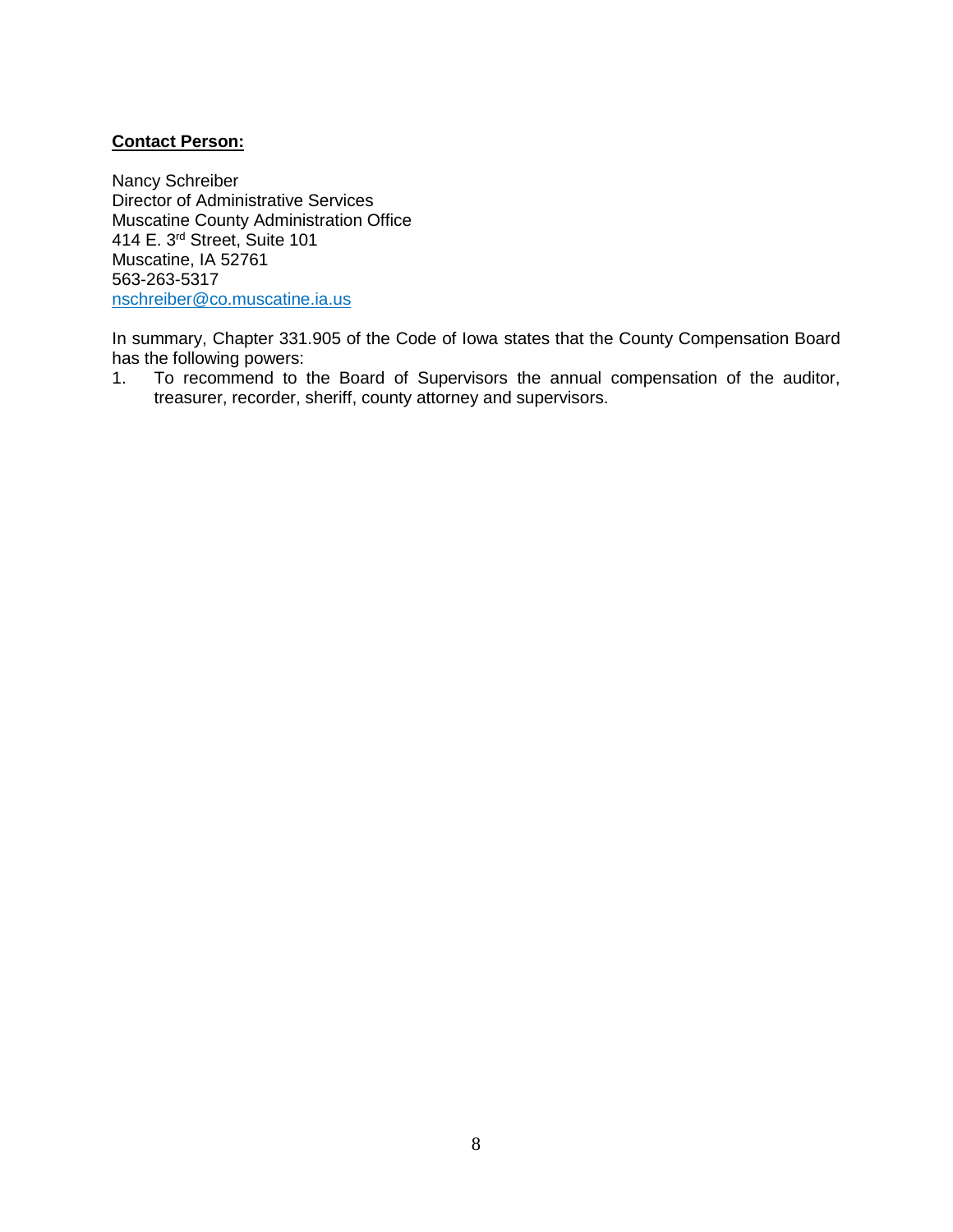**Contact Person:**

Nancy Schreiber
Director of Administrative Services
Muscatine County Administration Office
414 E. 3rd Street, Suite 101
Muscatine, IA 52761
563-263-5317
nschreiber@co.muscatine.ia.us

In summary, Chapter 331.905 of the Code of Iowa states that the County Compensation Board has the following powers:

1. To recommend to the Board of Supervisors the annual compensation of the auditor, treasurer, recorder, sheriff, county attorney and supervisors.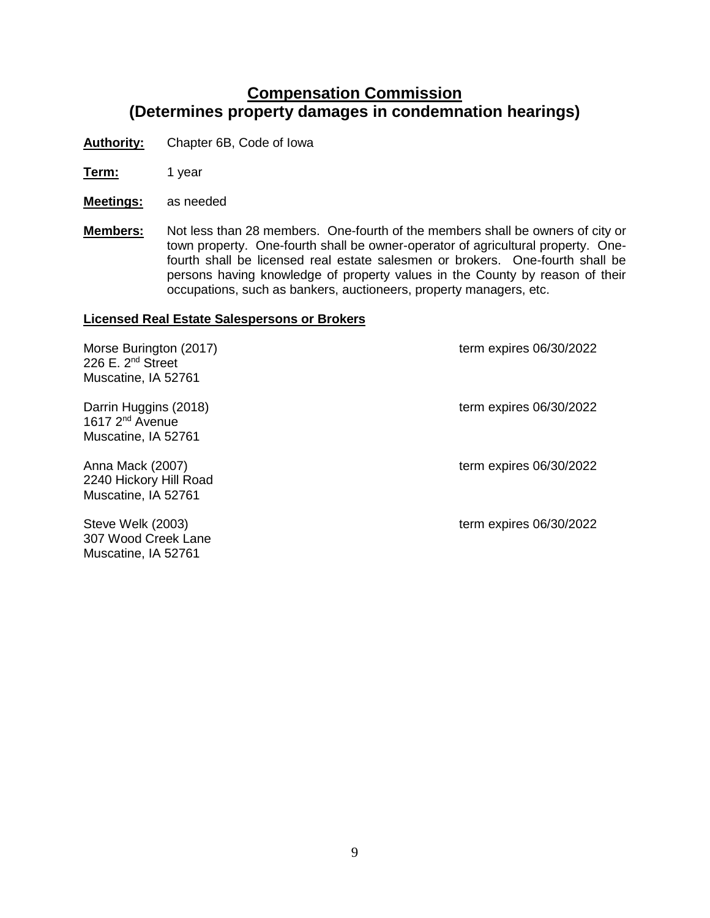# Compensation Commission
## (Determines property damages in condemnation hearings)

**Authority:** Chapter 6B, Code of Iowa

**Term:** 1 year

**Meetings:** as needed

**Members:** Not less than 28 members. One-fourth of the members shall be owners of city or town property. One-fourth shall be owner-operator of agricultural property. One-fourth shall be licensed real estate salesmen or brokers. One-fourth shall be persons having knowledge of property values in the County by reason of their occupations, such as bankers, auctioneers, property managers, etc.

**Licensed Real Estate Salespersons or Brokers**

Morse Burington (2017) — term expires 06/30/2022
226 E. 2nd Street
Muscatine, IA 52761

Darrin Huggins (2018) — term expires 06/30/2022
1617 2nd Avenue
Muscatine, IA 52761

Anna Mack (2007) — term expires 06/30/2022
2240 Hickory Hill Road
Muscatine, IA 52761

Steve Welk (2003) — term expires 06/30/2022
307 Wood Creek Lane
Muscatine, IA 52761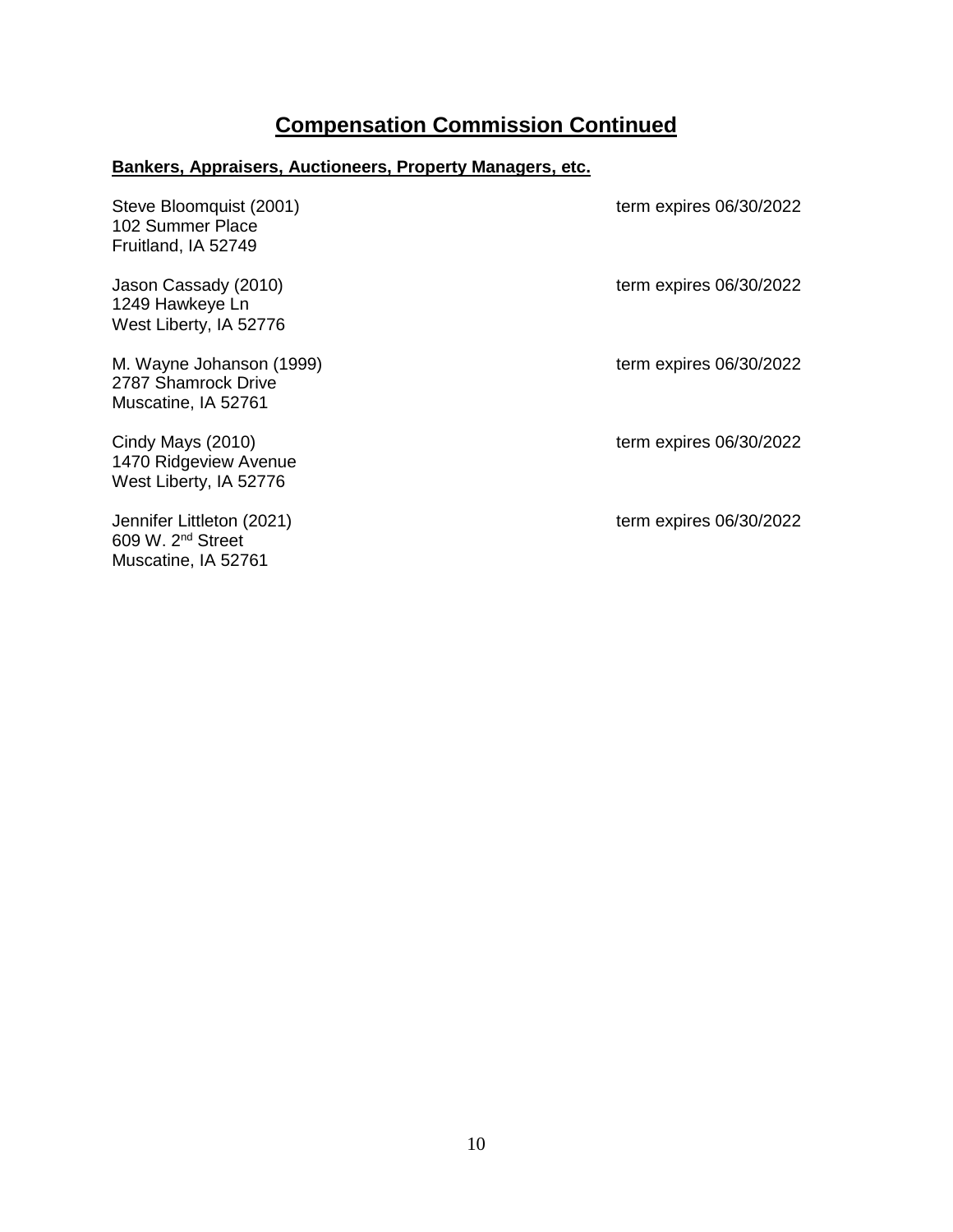# Compensation Commission Continued

**Bankers, Appraisers, Auctioneers, Property Managers, etc.**

Steve Bloomquist (2001) term expires 06/30/2022
102 Summer Place
Fruitland, IA 52749

Jason Cassady (2010) term expires 06/30/2022
1249 Hawkeye Ln
West Liberty, IA 52776

M. Wayne Johanson (1999) term expires 06/30/2022
2787 Shamrock Drive
Muscatine, IA 52761

Cindy Mays (2010) term expires 06/30/2022
1470 Ridgeview Avenue
West Liberty, IA 52776

Jennifer Littleton (2021) term expires 06/30/2022
609 W. 2nd Street
Muscatine, IA 52761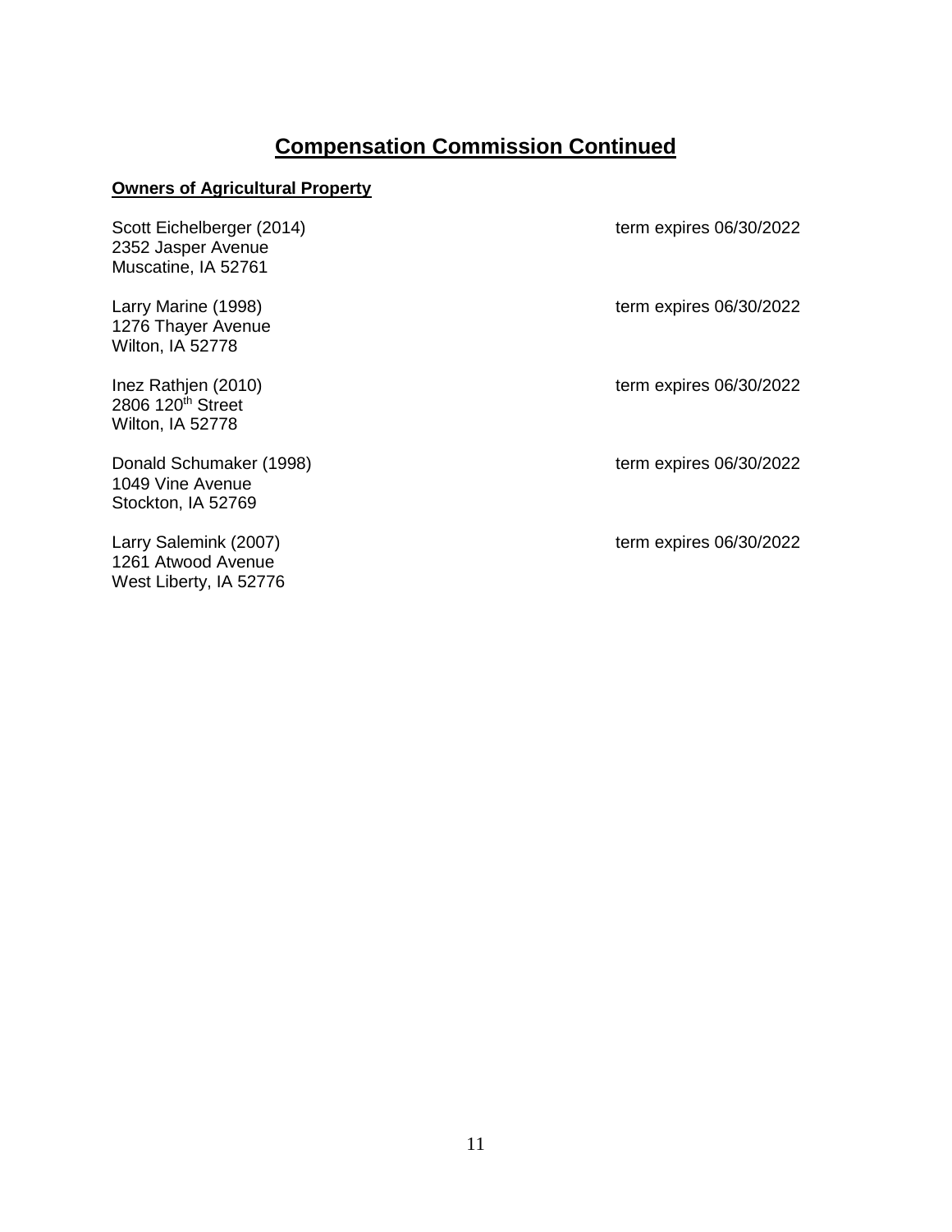# Compensation Commission Continued

**Owners of Agricultural Property**

Scott Eichelberger (2014) — term expires 06/30/2022
2352 Jasper Avenue
Muscatine, IA 52761

Larry Marine (1998) — term expires 06/30/2022
1276 Thayer Avenue
Wilton, IA 52778

Inez Rathjen (2010) — term expires 06/30/2022
2806 120th Street
Wilton, IA 52778

Donald Schumaker (1998) — term expires 06/30/2022
1049 Vine Avenue
Stockton, IA 52769

Larry Salemink (2007) — term expires 06/30/2022
1261 Atwood Avenue
West Liberty, IA 52776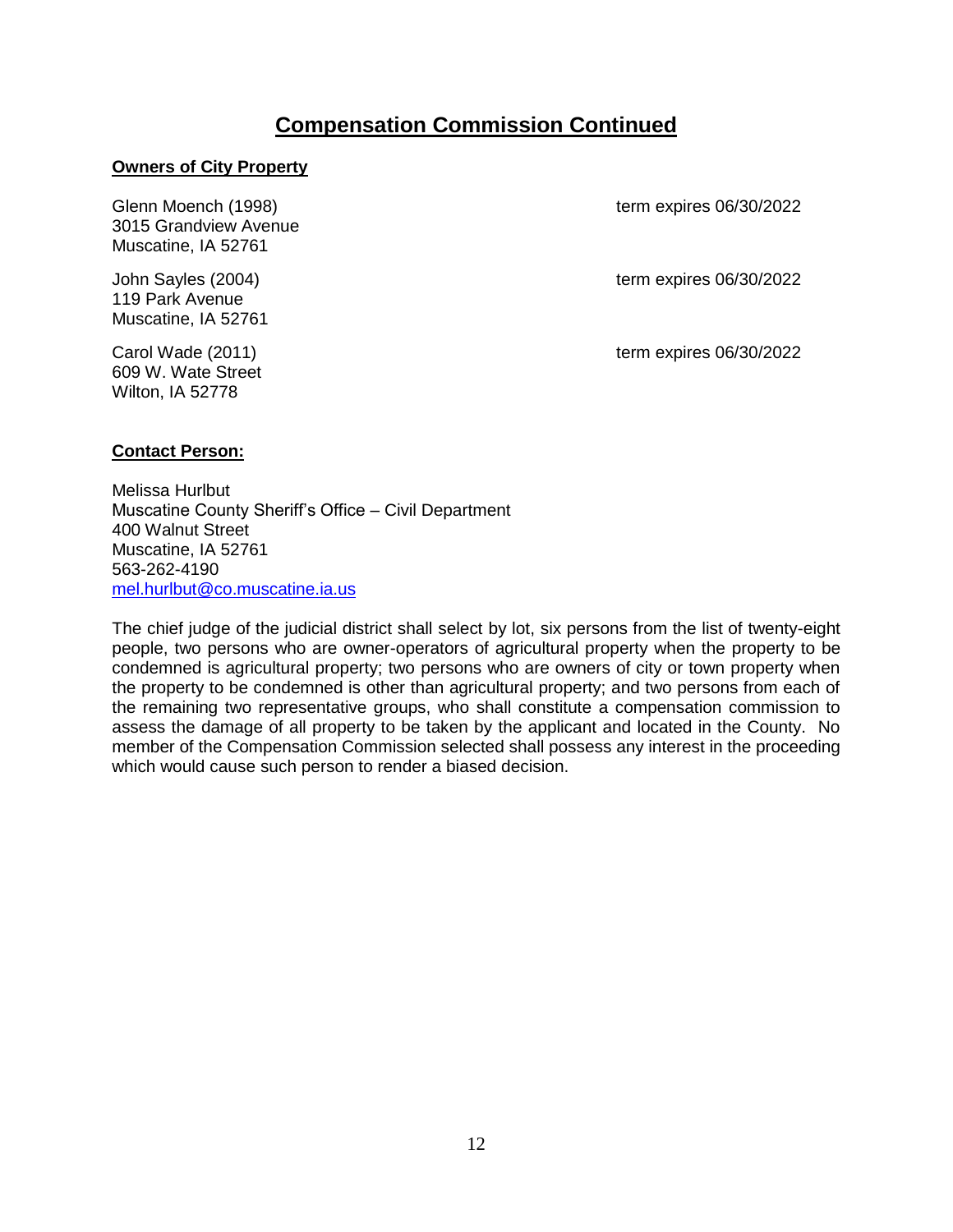# Compensation Commission Continued

**Owners of City Property**

Glenn Moench (1998) term expires 06/30/2022
3015 Grandview Avenue
Muscatine, IA 52761

John Sayles (2004) term expires 06/30/2022
119 Park Avenue
Muscatine, IA 52761

Carol Wade (2011) term expires 06/30/2022
609 W. Wate Street
Wilton, IA 52778

**Contact Person:**

Melissa Hurlbut
Muscatine County Sheriff's Office – Civil Department
400 Walnut Street
Muscatine, IA 52761
563-262-4190
mel.hurlbut@co.muscatine.ia.us

The chief judge of the judicial district shall select by lot, six persons from the list of twenty-eight people, two persons who are owner-operators of agricultural property when the property to be condemned is agricultural property; two persons who are owners of city or town property when the property to be condemned is other than agricultural property; and two persons from each of the remaining two representative groups, who shall constitute a compensation commission to assess the damage of all property to be taken by the applicant and located in the County. No member of the Compensation Commission selected shall possess any interest in the proceeding which would cause such person to render a biased decision.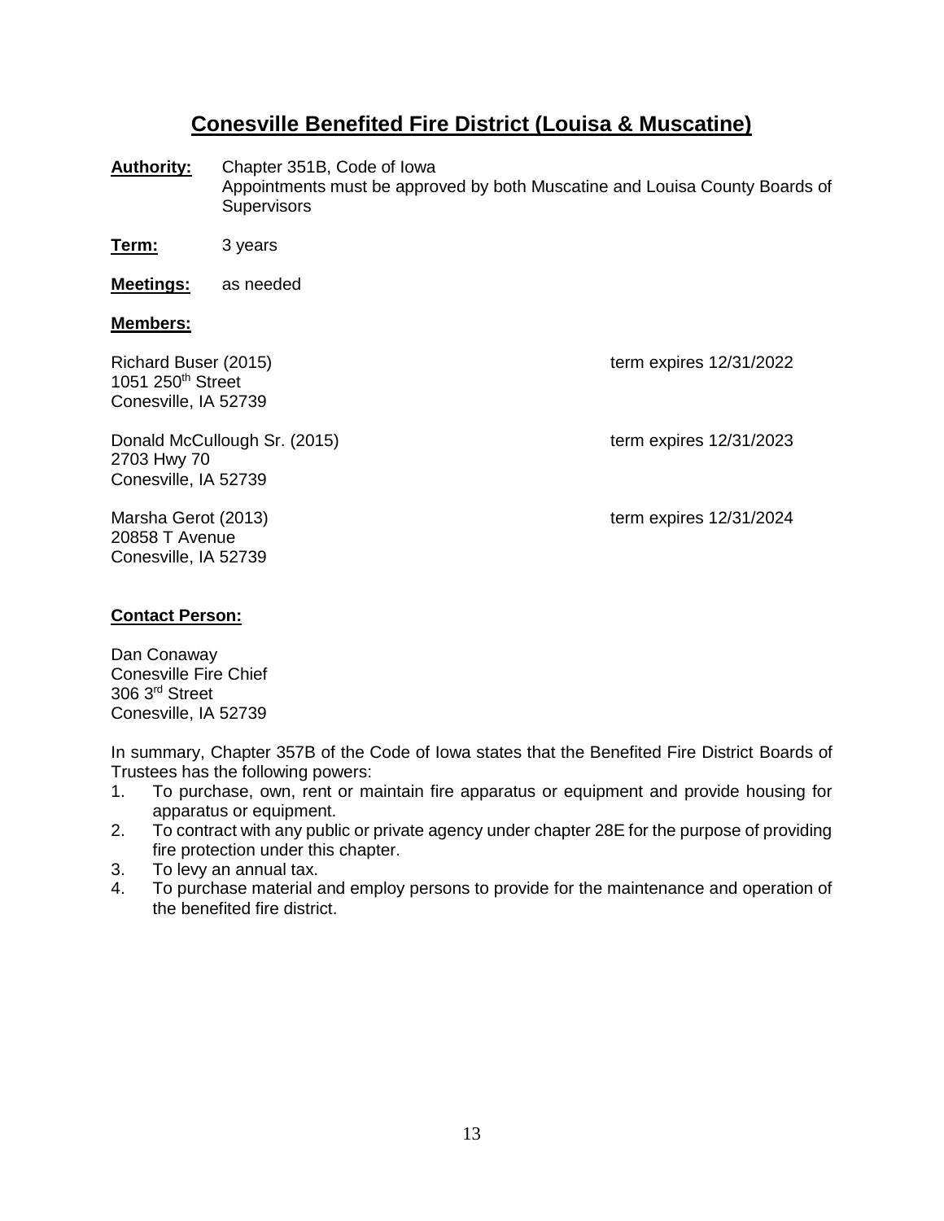# Conesville Benefited Fire District (Louisa & Muscatine)

**Authority:** Chapter 351B, Code of Iowa
Appointments must be approved by both Muscatine and Louisa County Boards of Supervisors

**Term:** 3 years

**Meetings:** as needed

**Members:**

Richard Buser (2015) — term expires 12/31/2022
1051 250th Street
Conesville, IA 52739

Donald McCullough Sr. (2015) — term expires 12/31/2023
2703 Hwy 70
Conesville, IA 52739

Marsha Gerot (2013) — term expires 12/31/2024
20858 T Avenue
Conesville, IA 52739

**Contact Person:**

Dan Conaway
Conesville Fire Chief
306 3rd Street
Conesville, IA 52739

In summary, Chapter 357B of the Code of Iowa states that the Benefited Fire District Boards of Trustees has the following powers:

1. To purchase, own, rent or maintain fire apparatus or equipment and provide housing for apparatus or equipment.
2. To contract with any public or private agency under chapter 28E for the purpose of providing fire protection under this chapter.
3. To levy an annual tax.
4. To purchase material and employ persons to provide for the maintenance and operation of the benefited fire district.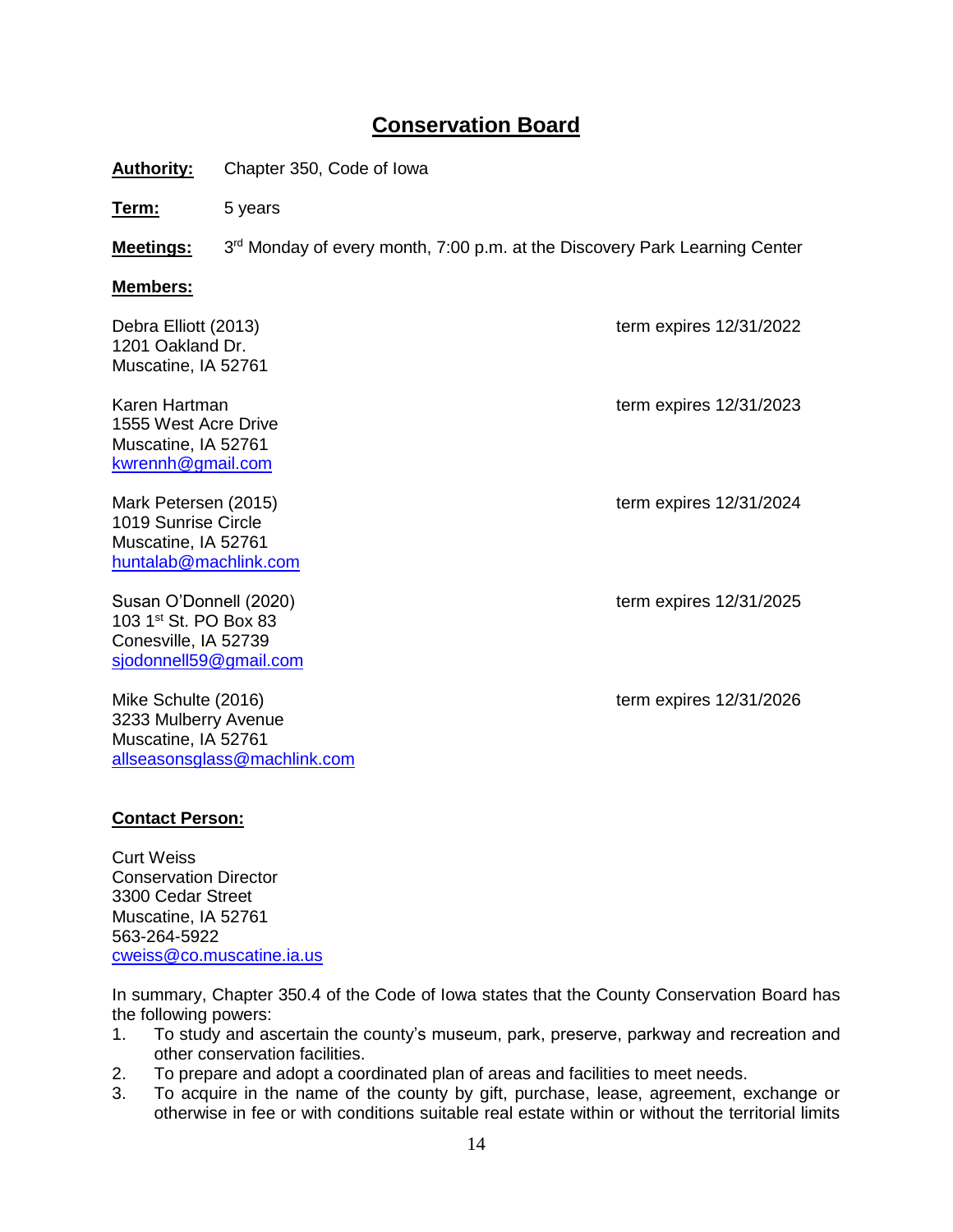# Conservation Board

**Authority:** Chapter 350, Code of Iowa

**Term:** 5 years

**Meetings:** 3rd Monday of every month, 7:00 p.m. at the Discovery Park Learning Center

**Members:**

Debra Elliott (2013) — term expires 12/31/2022
1201 Oakland Dr.
Muscatine, IA 52761

Karen Hartman — term expires 12/31/2023
1555 West Acre Drive
Muscatine, IA 52761
kwrennh@gmail.com

Mark Petersen (2015) — term expires 12/31/2024
1019 Sunrise Circle
Muscatine, IA 52761
huntalab@machlink.com

Susan O'Donnell (2020) — term expires 12/31/2025
103 1st St. PO Box 83
Conesville, IA 52739
sjodonnell59@gmail.com

Mike Schulte (2016) — term expires 12/31/2026
3233 Mulberry Avenue
Muscatine, IA 52761
allseasonsglass@machlink.com

**Contact Person:**

Curt Weiss
Conservation Director
3300 Cedar Street
Muscatine, IA 52761
563-264-5922
cweiss@co.muscatine.ia.us

In summary, Chapter 350.4 of the Code of Iowa states that the County Conservation Board has the following powers:

1. To study and ascertain the county's museum, park, preserve, parkway and recreation and other conservation facilities.
2. To prepare and adopt a coordinated plan of areas and facilities to meet needs.
3. To acquire in the name of the county by gift, purchase, lease, agreement, exchange or otherwise in fee or with conditions suitable real estate within or without the territorial limits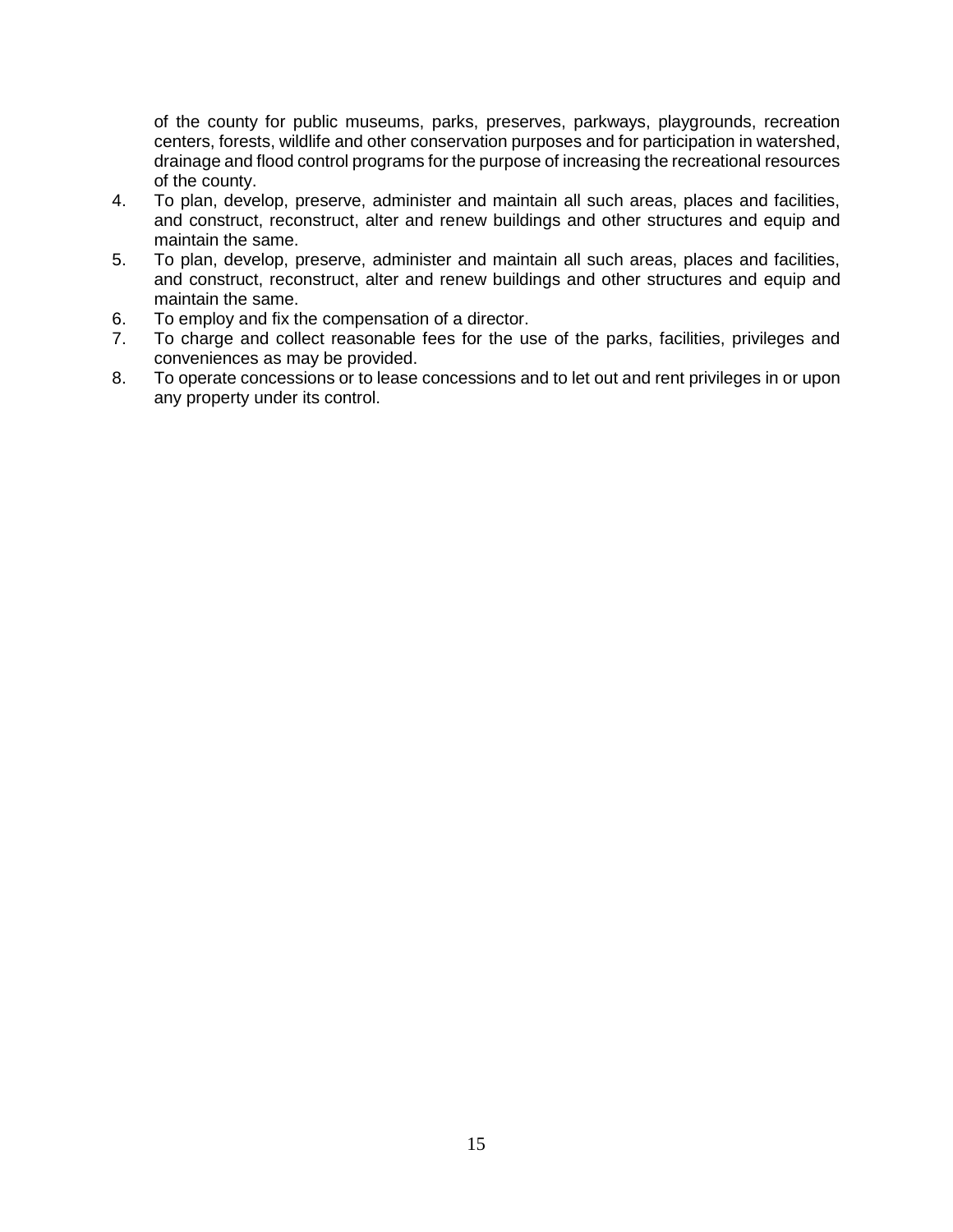of the county for public museums, parks, preserves, parkways, playgrounds, recreation centers, forests, wildlife and other conservation purposes and for participation in watershed, drainage and flood control programs for the purpose of increasing the recreational resources of the county.

4. To plan, develop, preserve, administer and maintain all such areas, places and facilities, and construct, reconstruct, alter and renew buildings and other structures and equip and maintain the same.
5. To plan, develop, preserve, administer and maintain all such areas, places and facilities, and construct, reconstruct, alter and renew buildings and other structures and equip and maintain the same.
6. To employ and fix the compensation of a director.
7. To charge and collect reasonable fees for the use of the parks, facilities, privileges and conveniences as may be provided.
8. To operate concessions or to lease concessions and to let out and rent privileges in or upon any property under its control.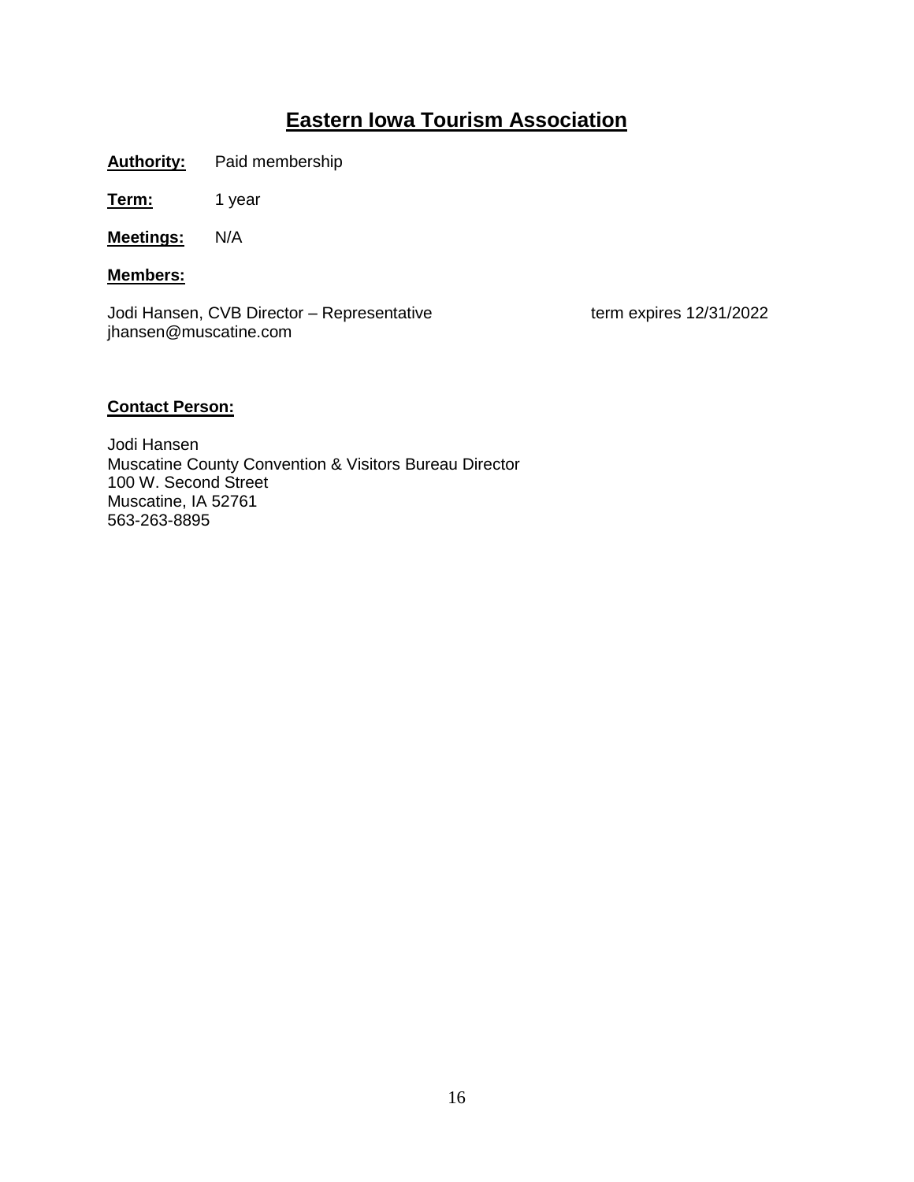# Eastern Iowa Tourism Association

**Authority:** Paid membership

**Term:** 1 year

**Meetings:** N/A

**Members:**

Jodi Hansen, CVB Director – Representative term expires 12/31/2022
jhansen@muscatine.com

**Contact Person:**

Jodi Hansen
Muscatine County Convention & Visitors Bureau Director
100 W. Second Street
Muscatine, IA 52761
563-263-8895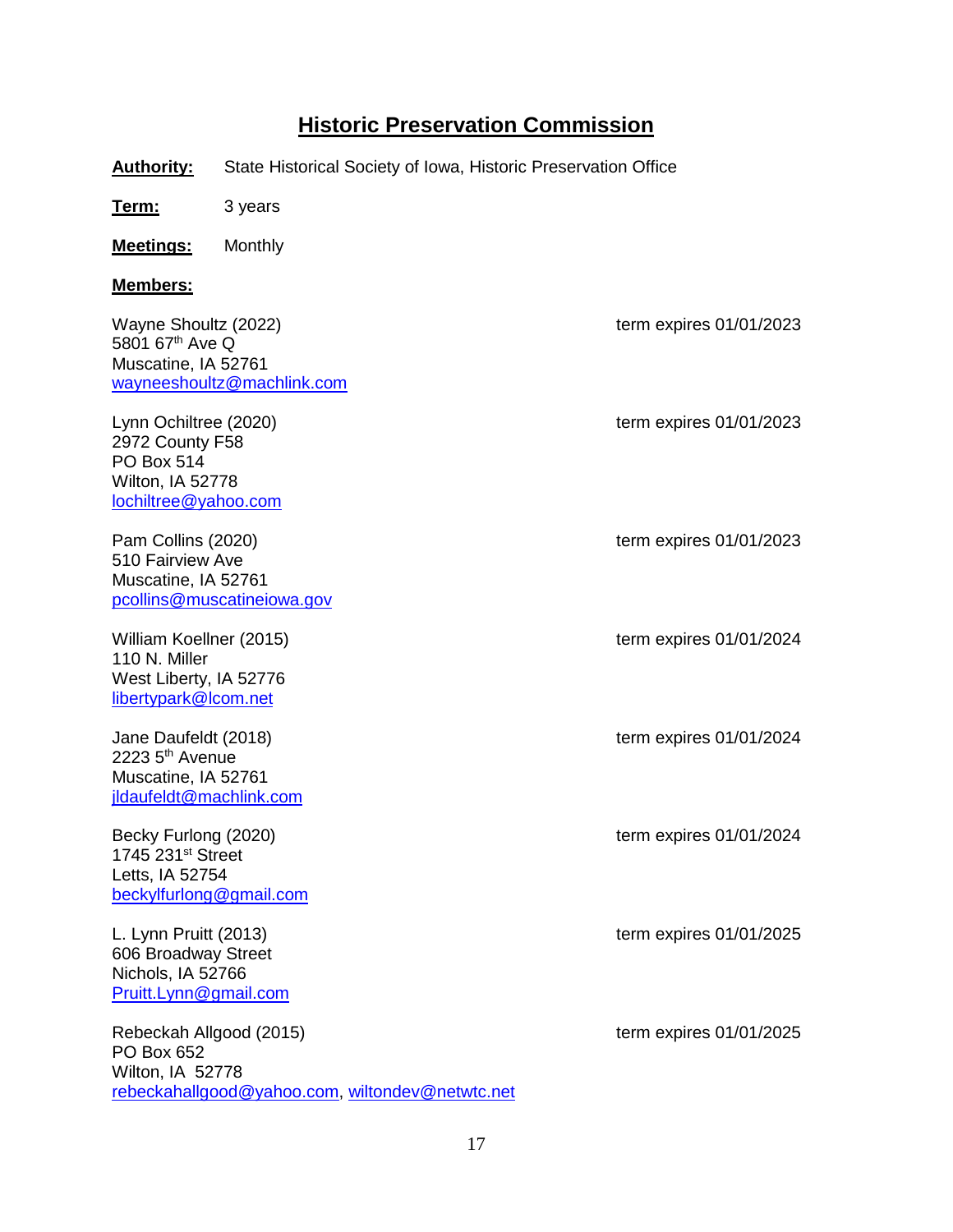# Historic Preservation Commission

**Authority:** State Historical Society of Iowa, Historic Preservation Office

**Term:** 3 years

**Meetings:** Monthly

**Members:**

Wayne Shoultz (2022) — term expires 01/01/2023
5801 67th Ave Q
Muscatine, IA 52761
wayneeshoultz@machlink.com

Lynn Ochiltree (2020) — term expires 01/01/2023
2972 County F58
PO Box 514
Wilton, IA 52778
lochiltree@yahoo.com

Pam Collins (2020) — term expires 01/01/2023
510 Fairview Ave
Muscatine, IA 52761
pcollins@muscatineiowa.gov

William Koellner (2015) — term expires 01/01/2024
110 N. Miller
West Liberty, IA 52776
libertypark@lcom.net

Jane Daufeldt (2018) — term expires 01/01/2024
2223 5th Avenue
Muscatine, IA 52761
jldaufeldt@machlink.com

Becky Furlong (2020) — term expires 01/01/2024
1745 231st Street
Letts, IA 52754
beckylfurlong@gmail.com

L. Lynn Pruitt (2013) — term expires 01/01/2025
606 Broadway Street
Nichols, IA 52766
Pruitt.Lynn@gmail.com

Rebeckah Allgood (2015) — term expires 01/01/2025
PO Box 652
Wilton, IA 52778
rebeckahallgood@yahoo.com, wiltondev@netwtc.net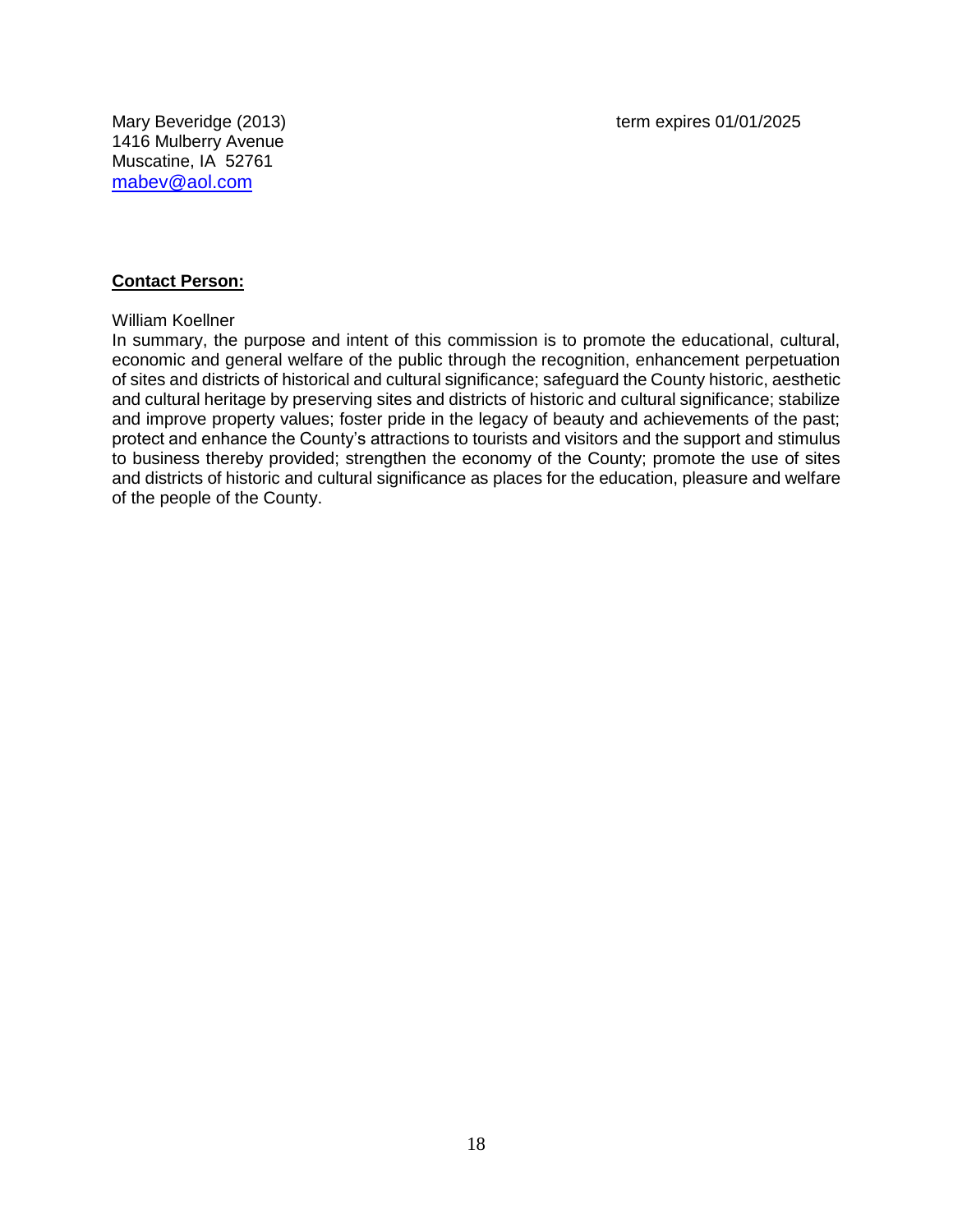Mary Beveridge (2013) term expires 01/01/2025
1416 Mulberry Avenue
Muscatine, IA 52761
mabev@aol.com

**Contact Person:**

William Koellner

In summary, the purpose and intent of this commission is to promote the educational, cultural, economic and general welfare of the public through the recognition, enhancement perpetuation of sites and districts of historical and cultural significance; safeguard the County historic, aesthetic and cultural heritage by preserving sites and districts of historic and cultural significance; stabilize and improve property values; foster pride in the legacy of beauty and achievements of the past; protect and enhance the County's attractions to tourists and visitors and the support and stimulus to business thereby provided; strengthen the economy of the County; promote the use of sites and districts of historic and cultural significance as places for the education, pleasure and welfare of the people of the County.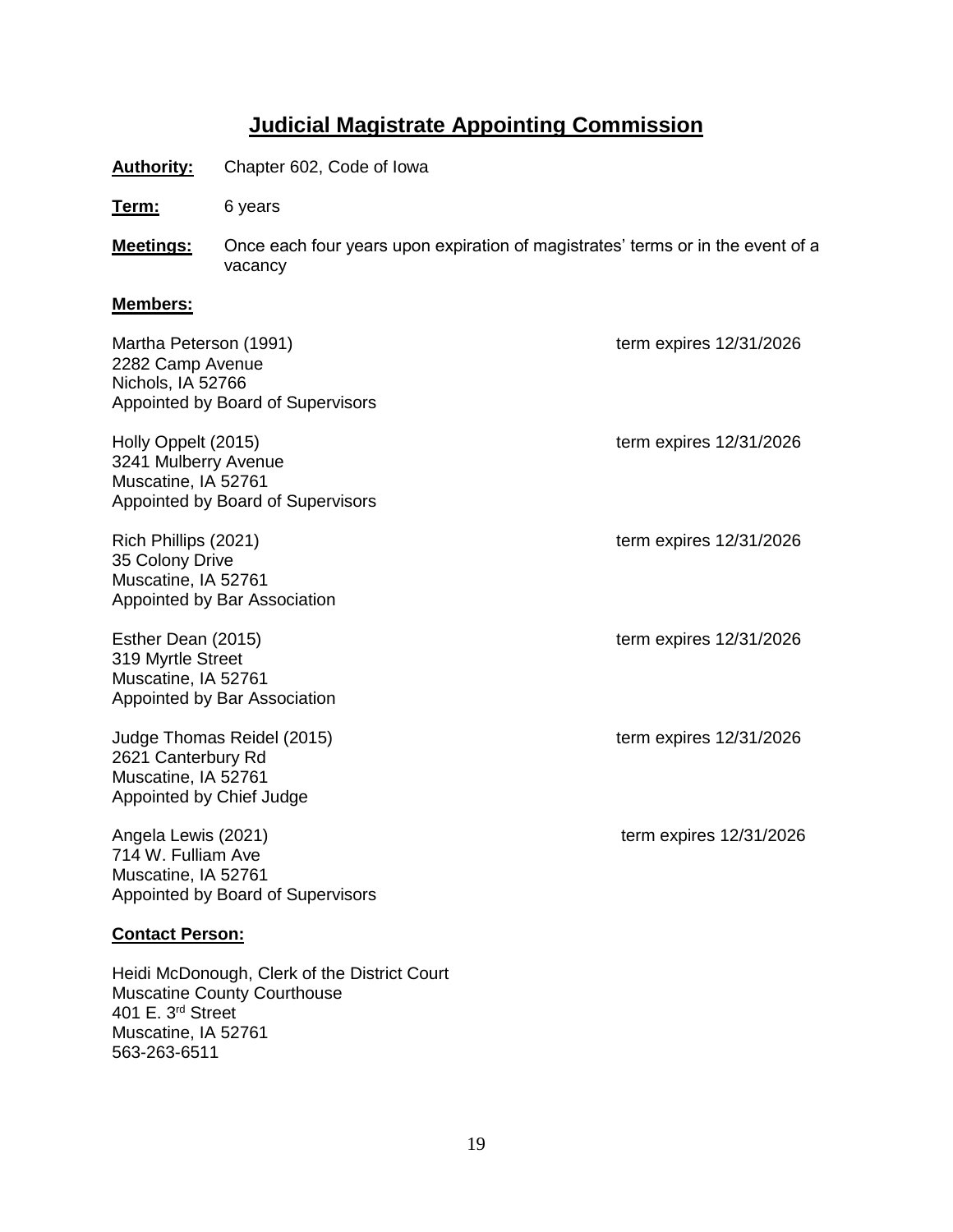# Judicial Magistrate Appointing Commission

**Authority:** Chapter 602, Code of Iowa

**Term:** 6 years

**Meetings:** Once each four years upon expiration of magistrates' terms or in the event of a vacancy

**Members:**

Martha Peterson (1991) — term expires 12/31/2026
2282 Camp Avenue
Nichols, IA 52766
Appointed by Board of Supervisors

Holly Oppelt (2015) — term expires 12/31/2026
3241 Mulberry Avenue
Muscatine, IA 52761
Appointed by Board of Supervisors

Rich Phillips (2021) — term expires 12/31/2026
35 Colony Drive
Muscatine, IA 52761
Appointed by Bar Association

Esther Dean (2015) — term expires 12/31/2026
319 Myrtle Street
Muscatine, IA 52761
Appointed by Bar Association

Judge Thomas Reidel (2015) — term expires 12/31/2026
2621 Canterbury Rd
Muscatine, IA 52761
Appointed by Chief Judge

Angela Lewis (2021) — term expires 12/31/2026
714 W. Fulliam Ave
Muscatine, IA 52761
Appointed by Board of Supervisors

**Contact Person:**

Heidi McDonough, Clerk of the District Court
Muscatine County Courthouse
401 E. 3rd Street
Muscatine, IA 52761
563-263-6511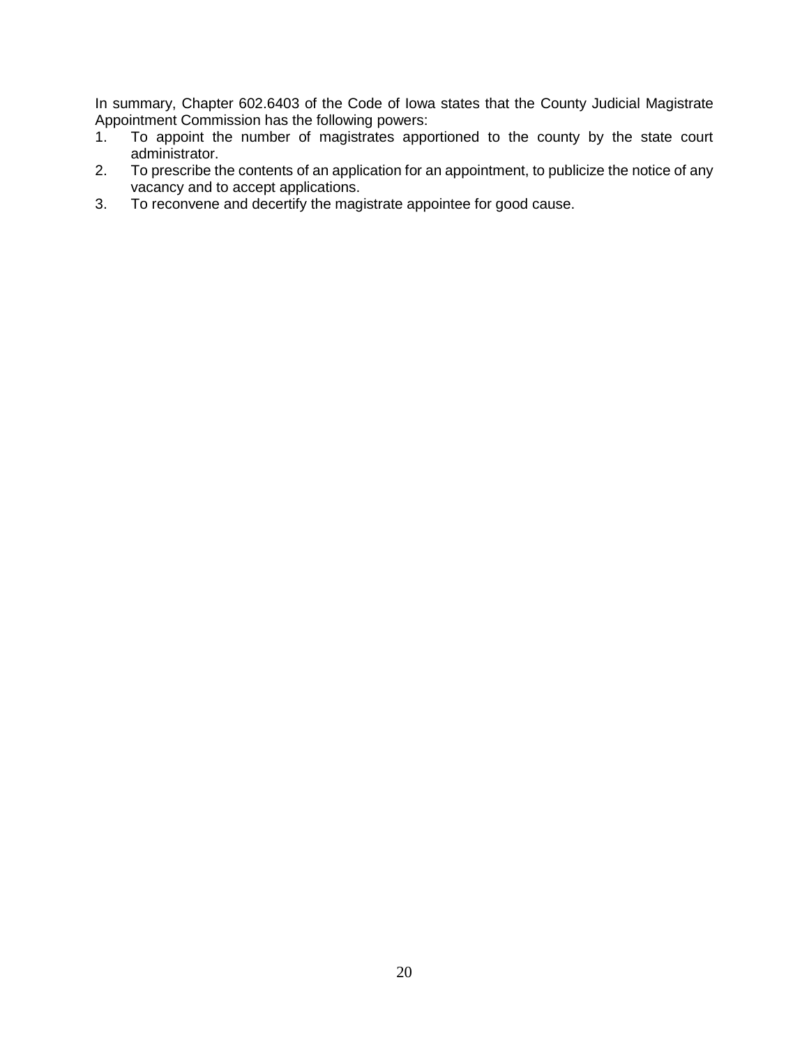In summary, Chapter 602.6403 of the Code of Iowa states that the County Judicial Magistrate Appointment Commission has the following powers:

1. To appoint the number of magistrates apportioned to the county by the state court administrator.
2. To prescribe the contents of an application for an appointment, to publicize the notice of any vacancy and to accept applications.
3. To reconvene and decertify the magistrate appointee for good cause.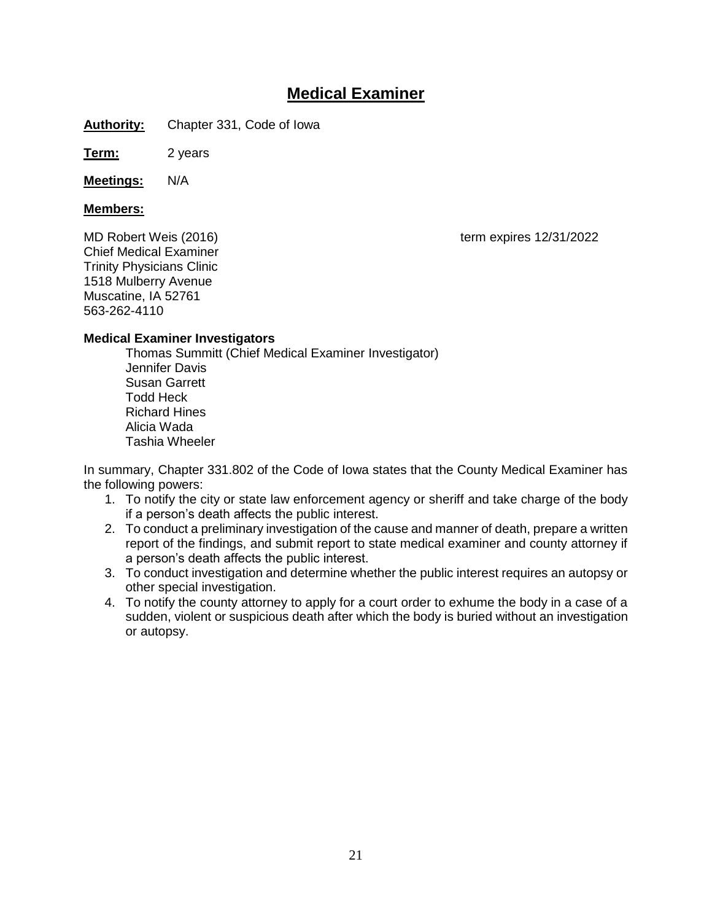# Medical Examiner

**Authority:** Chapter 331, Code of Iowa

**Term:** 2 years

**Meetings:** N/A

**Members:**

MD Robert Weis (2016) term expires 12/31/2022
Chief Medical Examiner
Trinity Physicians Clinic
1518 Mulberry Avenue
Muscatine, IA 52761
563-262-4110

**Medical Examiner Investigators**

Thomas Summitt (Chief Medical Examiner Investigator)
Jennifer Davis
Susan Garrett
Todd Heck
Richard Hines
Alicia Wada
Tashia Wheeler

In summary, Chapter 331.802 of the Code of Iowa states that the County Medical Examiner has the following powers:

1. To notify the city or state law enforcement agency or sheriff and take charge of the body if a person's death affects the public interest.
2. To conduct a preliminary investigation of the cause and manner of death, prepare a written report of the findings, and submit report to state medical examiner and county attorney if a person's death affects the public interest.
3. To conduct investigation and determine whether the public interest requires an autopsy or other special investigation.
4. To notify the county attorney to apply for a court order to exhume the body in a case of a sudden, violent or suspicious death after which the body is buried without an investigation or autopsy.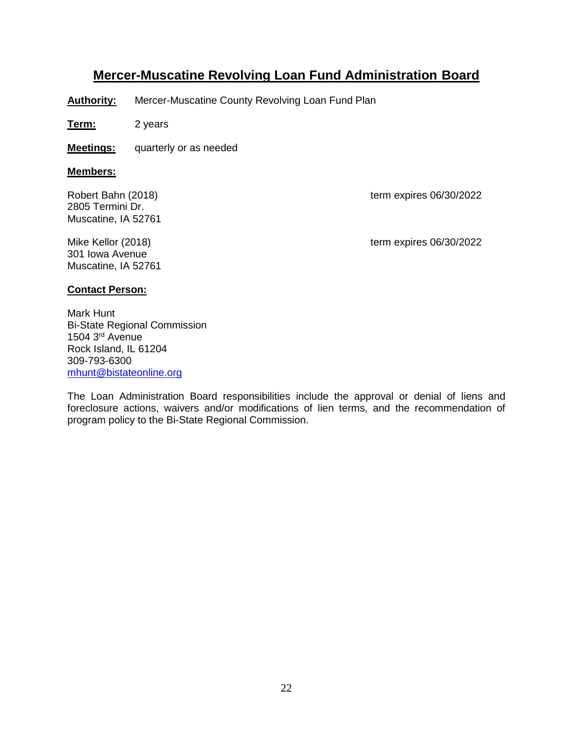# Mercer-Muscatine Revolving Loan Fund Administration Board

**Authority:** Mercer-Muscatine County Revolving Loan Fund Plan

**Term:** 2 years

**Meetings:** quarterly or as needed

**Members:**

Robert Bahn (2018) term expires 06/30/2022
2805 Termini Dr.
Muscatine, IA 52761

Mike Kellor (2018) term expires 06/30/2022
301 Iowa Avenue
Muscatine, IA 52761

**Contact Person:**

Mark Hunt
Bi-State Regional Commission
1504 3rd Avenue
Rock Island, IL 61204
309-793-6300
mhunt@bistateonline.org

The Loan Administration Board responsibilities include the approval or denial of liens and foreclosure actions, waivers and/or modifications of lien terms, and the recommendation of program policy to the Bi-State Regional Commission.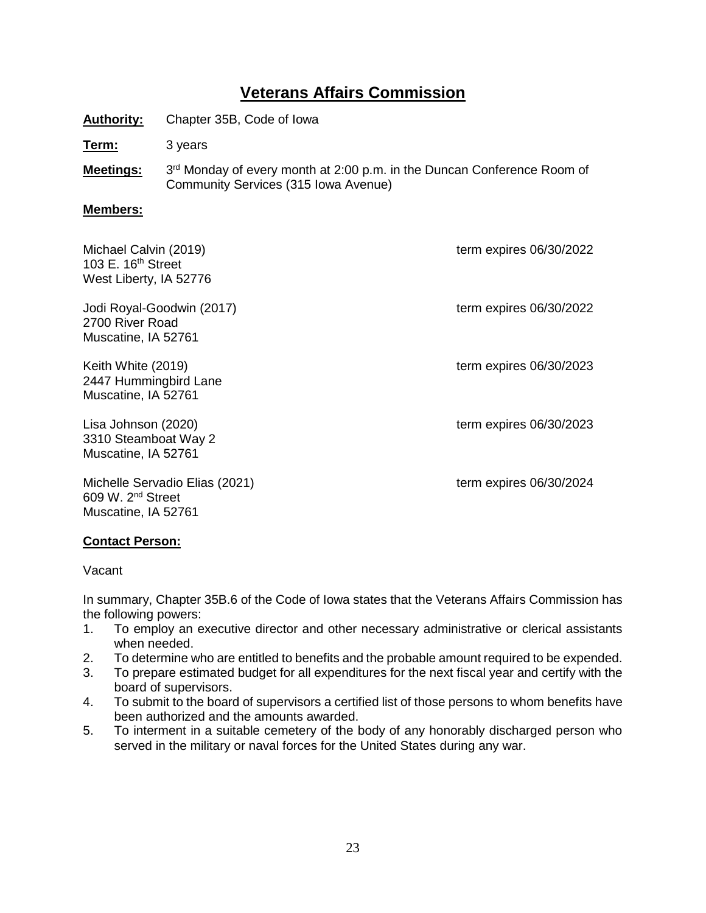# Veterans Affairs Commission

**Authority:** Chapter 35B, Code of Iowa

**Term:** 3 years

**Meetings:** 3rd Monday of every month at 2:00 p.m. in the Duncan Conference Room of Community Services (315 Iowa Avenue)

**Members:**

Michael Calvin (2019) — term expires 06/30/2022
103 E. 16th Street
West Liberty, IA 52776

Jodi Royal-Goodwin (2017) — term expires 06/30/2022
2700 River Road
Muscatine, IA 52761

Keith White (2019) — term expires 06/30/2023
2447 Hummingbird Lane
Muscatine, IA 52761

Lisa Johnson (2020) — term expires 06/30/2023
3310 Steamboat Way 2
Muscatine, IA 52761

Michelle Servadio Elias (2021) — term expires 06/30/2024
609 W. 2nd Street
Muscatine, IA 52761

**Contact Person:**

Vacant

In summary, Chapter 35B.6 of the Code of Iowa states that the Veterans Affairs Commission has the following powers:

1. To employ an executive director and other necessary administrative or clerical assistants when needed.
2. To determine who are entitled to benefits and the probable amount required to be expended.
3. To prepare estimated budget for all expenditures for the next fiscal year and certify with the board of supervisors.
4. To submit to the board of supervisors a certified list of those persons to whom benefits have been authorized and the amounts awarded.
5. To interment in a suitable cemetery of the body of any honorably discharged person who served in the military or naval forces for the United States during any war.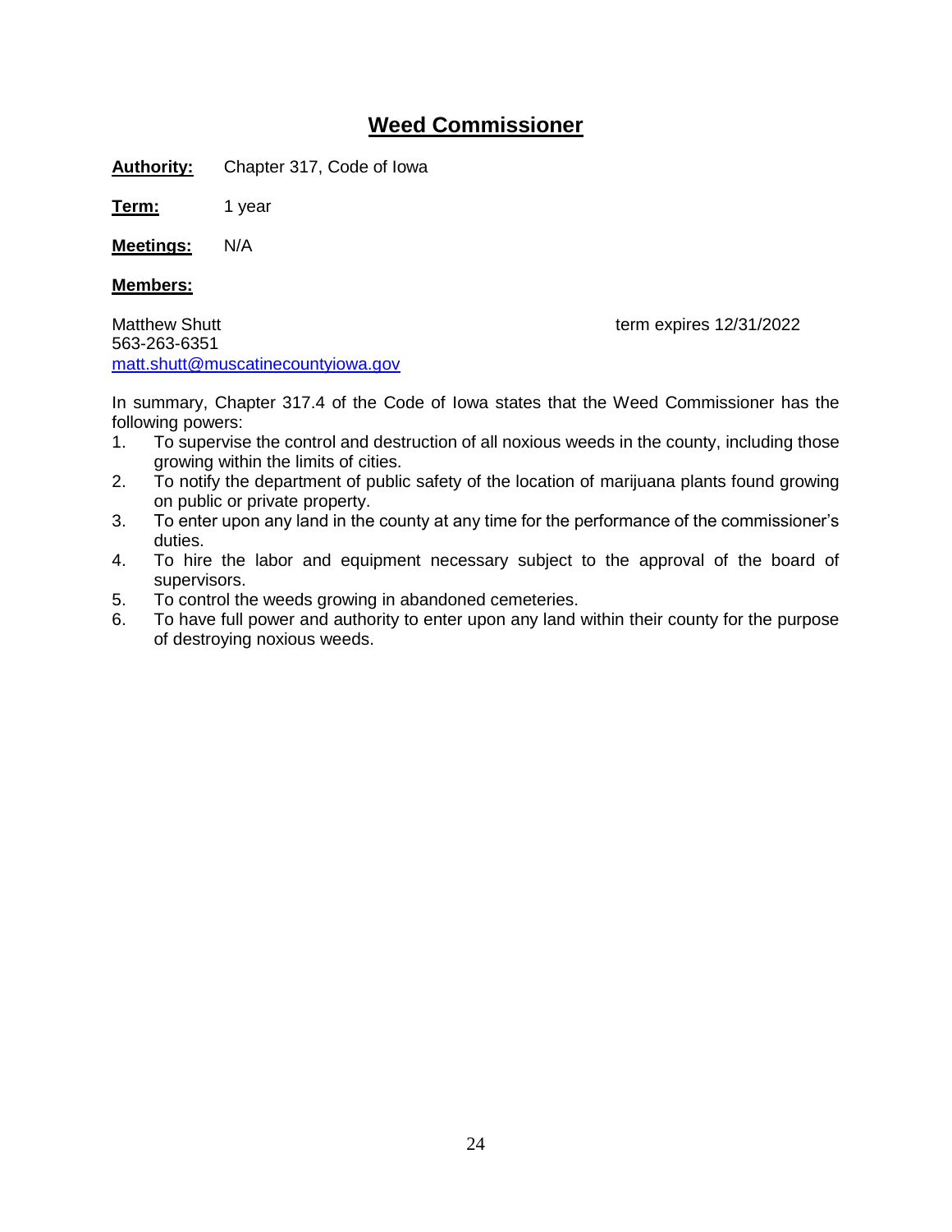# Weed Commissioner

**Authority:** Chapter 317, Code of Iowa

**Term:** 1 year

**Meetings:** N/A

**Members:**

Matthew Shutt — term expires 12/31/2022
563-263-6351
matt.shutt@muscatinecountyiowa.gov

In summary, Chapter 317.4 of the Code of Iowa states that the Weed Commissioner has the following powers:

1. To supervise the control and destruction of all noxious weeds in the county, including those growing within the limits of cities.
2. To notify the department of public safety of the location of marijuana plants found growing on public or private property.
3. To enter upon any land in the county at any time for the performance of the commissioner's duties.
4. To hire the labor and equipment necessary subject to the approval of the board of supervisors.
5. To control the weeds growing in abandoned cemeteries.
6. To have full power and authority to enter upon any land within their county for the purpose of destroying noxious weeds.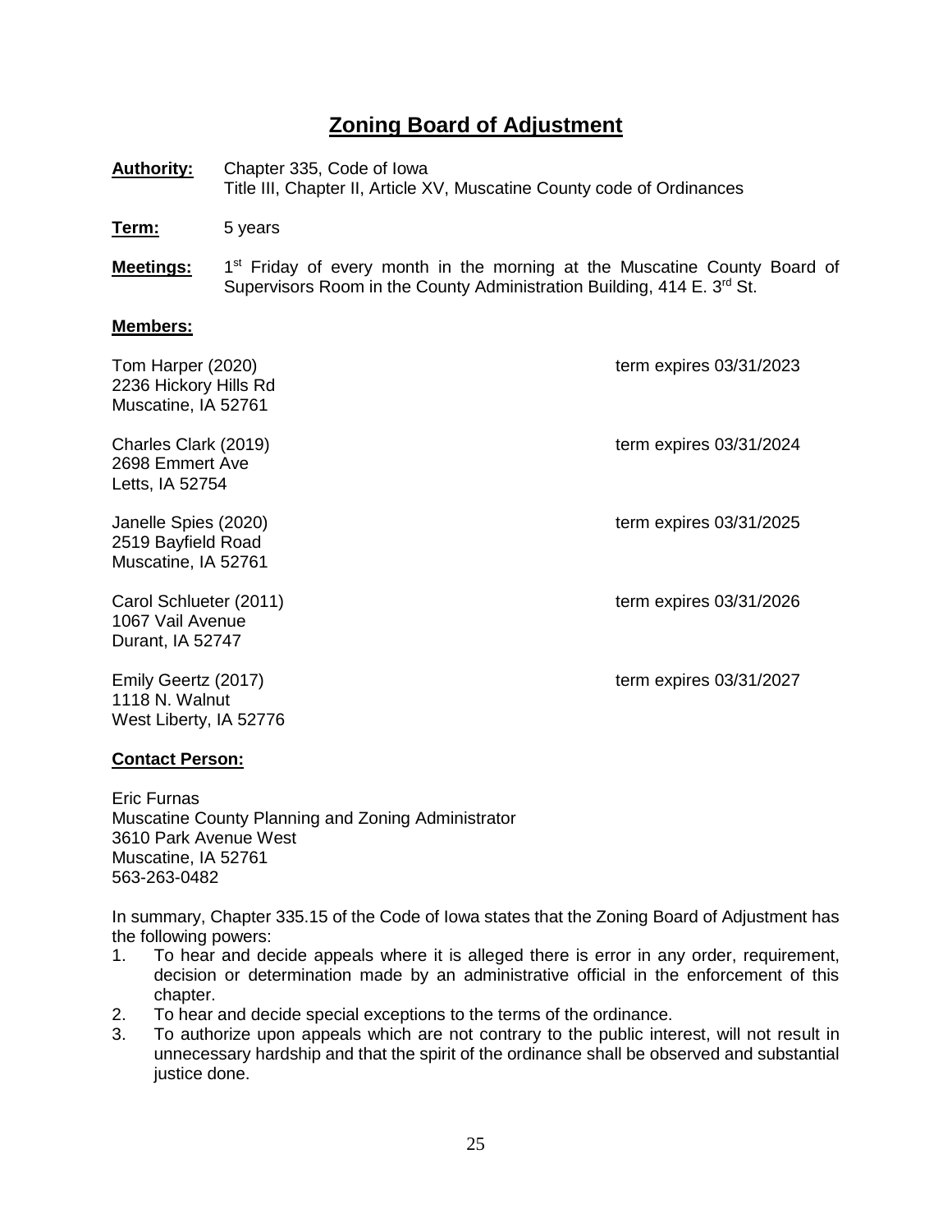# Zoning Board of Adjustment

**Authority:** Chapter 335, Code of Iowa
Title III, Chapter II, Article XV, Muscatine County code of Ordinances

**Term:** 5 years

**Meetings:** 1st Friday of every month in the morning at the Muscatine County Board of Supervisors Room in the County Administration Building, 414 E. 3rd St.

**Members:**

Tom Harper (2020) — term expires 03/31/2023
2236 Hickory Hills Rd
Muscatine, IA 52761

Charles Clark (2019) — term expires 03/31/2024
2698 Emmert Ave
Letts, IA 52754

Janelle Spies (2020) — term expires 03/31/2025
2519 Bayfield Road
Muscatine, IA 52761

Carol Schlueter (2011) — term expires 03/31/2026
1067 Vail Avenue
Durant, IA 52747

Emily Geertz (2017) — term expires 03/31/2027
1118 N. Walnut
West Liberty, IA 52776

**Contact Person:**

Eric Furnas
Muscatine County Planning and Zoning Administrator
3610 Park Avenue West
Muscatine, IA 52761
563-263-0482

In summary, Chapter 335.15 of the Code of Iowa states that the Zoning Board of Adjustment has the following powers:

1. To hear and decide appeals where it is alleged there is error in any order, requirement, decision or determination made by an administrative official in the enforcement of this chapter.
2. To hear and decide special exceptions to the terms of the ordinance.
3. To authorize upon appeals which are not contrary to the public interest, will not result in unnecessary hardship and that the spirit of the ordinance shall be observed and substantial justice done.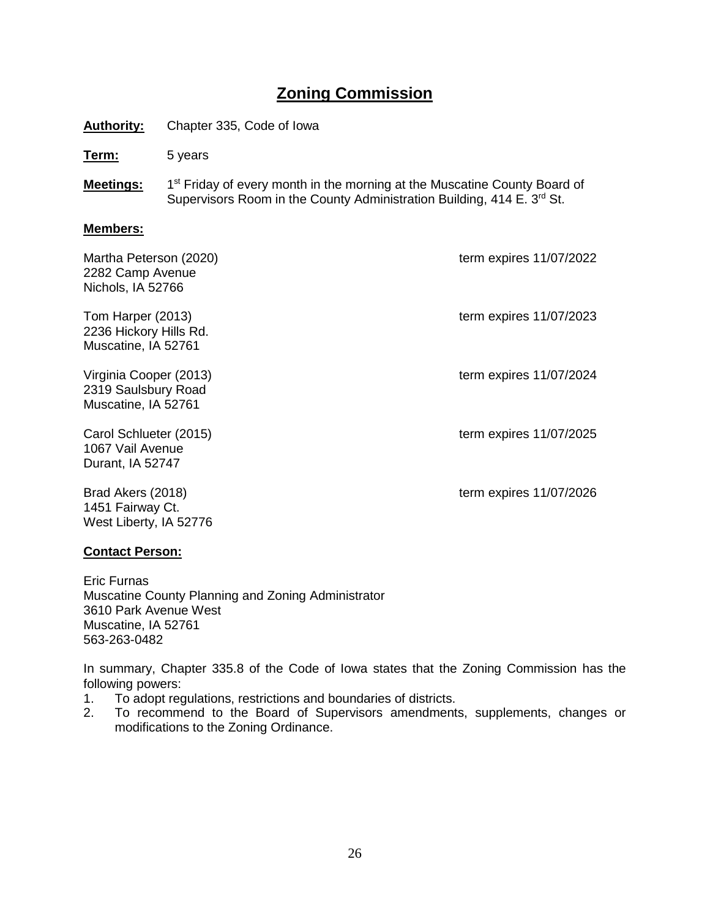# Zoning Commission

**Authority:** Chapter 335, Code of Iowa

**Term:** 5 years

**Meetings:** 1st Friday of every month in the morning at the Muscatine County Board of Supervisors Room in the County Administration Building, 414 E. 3rd St.

**Members:**

| | |
|---|---|
| Martha Peterson (2020)<br>2282 Camp Avenue<br>Nichols, IA 52766 | term expires 11/07/2022 |
| Tom Harper (2013)<br>2236 Hickory Hills Rd.<br>Muscatine, IA 52761 | term expires 11/07/2023 |
| Virginia Cooper (2013)<br>2319 Saulsbury Road<br>Muscatine, IA 52761 | term expires 11/07/2024 |
| Carol Schlueter (2015)<br>1067 Vail Avenue<br>Durant, IA 52747 | term expires 11/07/2025 |
| Brad Akers (2018)<br>1451 Fairway Ct.<br>West Liberty, IA 52776 | term expires 11/07/2026 |

**Contact Person:**

Eric Furnas
Muscatine County Planning and Zoning Administrator
3610 Park Avenue West
Muscatine, IA 52761
563-263-0482

In summary, Chapter 335.8 of the Code of Iowa states that the Zoning Commission has the following powers:

1. To adopt regulations, restrictions and boundaries of districts.
2. To recommend to the Board of Supervisors amendments, supplements, changes or modifications to the Zoning Ordinance.